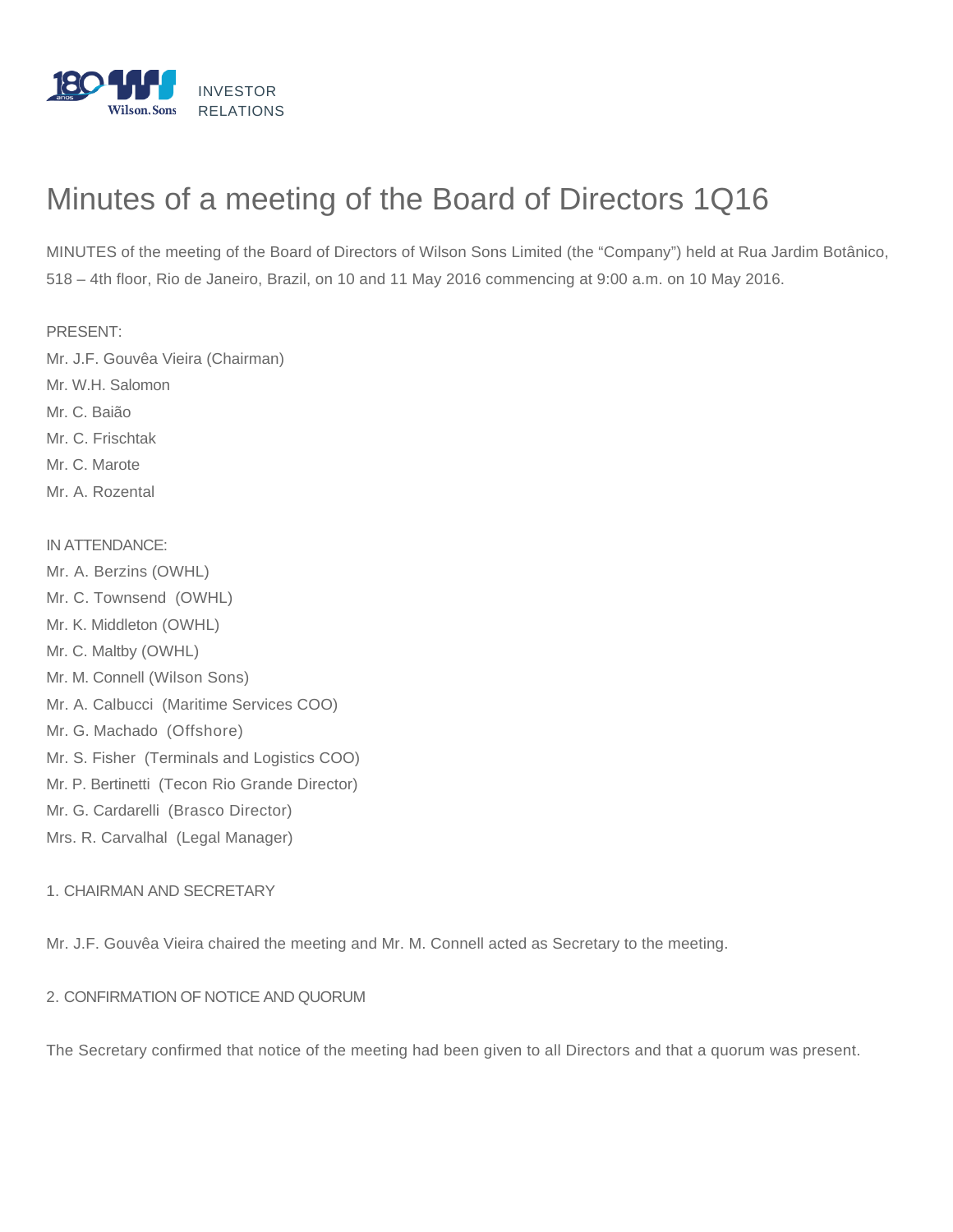INVESTOR RELATIONS

# Minutes of a meeting of the Board of Directors 1Q16

MINUTES of the meeting of the Board of Directors of Wilson Sons Limited (the "Company") held at Rua Jardim Botânico, 518 – 4th floor, Rio de Janeiro, Brazil, on 10 and 11 May 2016 commencing at 9:00 a.m. on 10 May 2016.

PRESENT:

Mr. J.F. Gouvêa Vieira (Chairman)
Mr. W.H. Salomon
Mr. C. Baião
Mr. C. Frischtak
Mr. C. Marote
Mr. A. Rozental

IN ATTENDANCE:

Mr. A. Berzins (OWHL)
Mr. C. Townsend (OWHL)
Mr. K. Middleton (OWHL)
Mr. C. Maltby (OWHL)
Mr. M. Connell (Wilson Sons)
Mr. A. Calbucci (Maritime Services COO)
Mr. G. Machado (Offshore)
Mr. S. Fisher (Terminals and Logistics COO)
Mr. P. Bertinetti (Tecon Rio Grande Director)
Mr. G. Cardarelli (Brasco Director)
Mrs. R. Carvalhal (Legal Manager)

1. CHAIRMAN AND SECRETARY

Mr. J.F. Gouvêa Vieira chaired the meeting and Mr. M. Connell acted as Secretary to the meeting.

2. CONFIRMATION OF NOTICE AND QUORUM

The Secretary confirmed that notice of the meeting had been given to all Directors and that a quorum was present.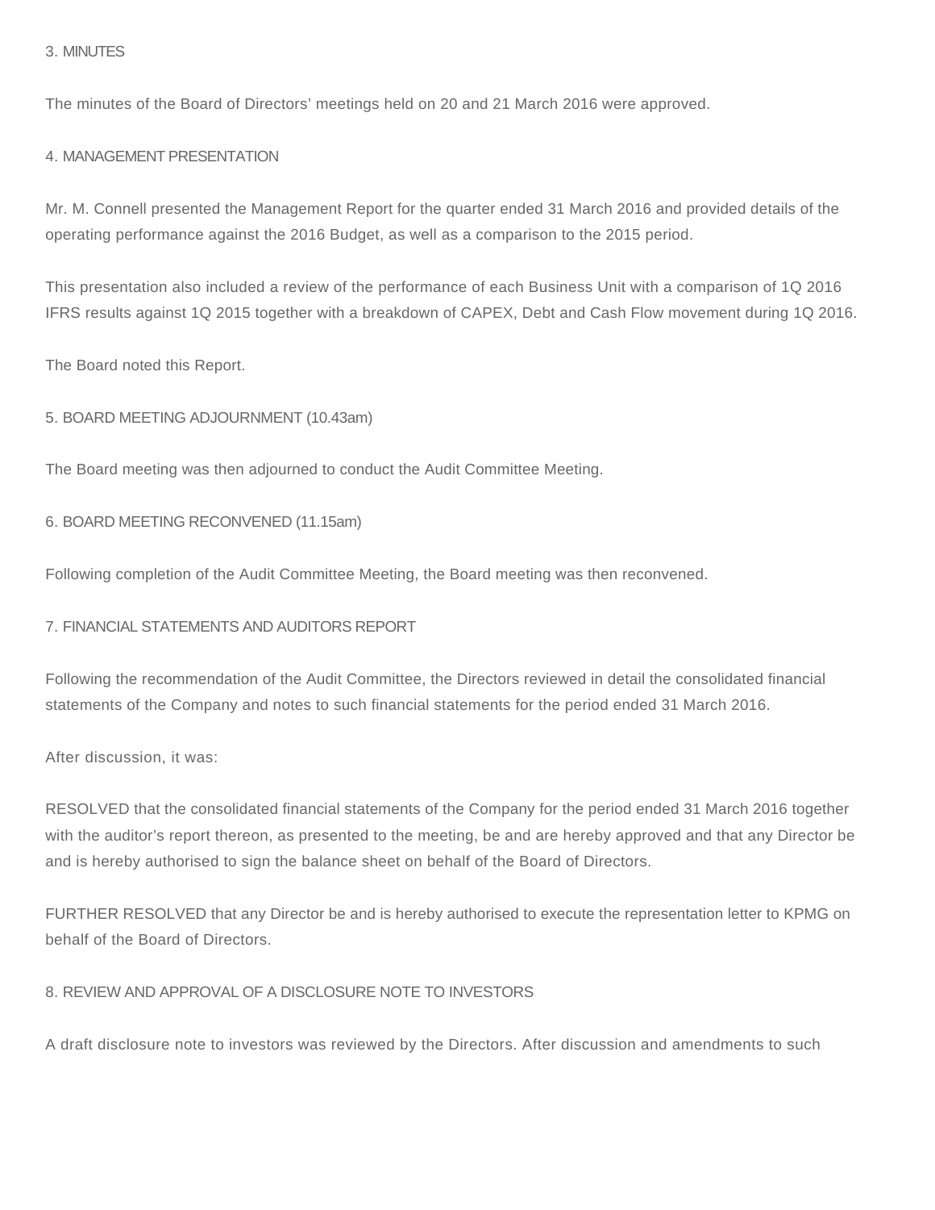## 3. MINUTES

The minutes of the Board of Directors' meetings held on 20 and 21 March 2016 were approved.

## 4. MANAGEMENT PRESENTATION

Mr. M. Connell presented the Management Report for the quarter ended 31 March 2016 and provided details of the operating performance against the 2016 Budget, as well as a comparison to the 2015 period.

This presentation also included a review of the performance of each Business Unit with a comparison of 1Q 2016 IFRS results against 1Q 2015 together with a breakdown of CAPEX, Debt and Cash Flow movement during 1Q 2016.

The Board noted this Report.

## 5. BOARD MEETING ADJOURNMENT (10.43am)

The Board meeting was then adjourned to conduct the Audit Committee Meeting.

## 6. BOARD MEETING RECONVENED (11.15am)

Following completion of the Audit Committee Meeting, the Board meeting was then reconvened.

## 7. FINANCIAL STATEMENTS AND AUDITORS REPORT

Following the recommendation of the Audit Committee, the Directors reviewed in detail the consolidated financial statements of the Company and notes to such financial statements for the period ended 31 March 2016.

After discussion, it was:

RESOLVED that the consolidated financial statements of the Company for the period ended 31 March 2016 together with the auditor's report thereon, as presented to the meeting, be and are hereby approved and that any Director be and is hereby authorised to sign the balance sheet on behalf of the Board of Directors.

FURTHER RESOLVED that any Director be and is hereby authorised to execute the representation letter to KPMG on behalf of the Board of Directors.

## 8. REVIEW AND APPROVAL OF A DISCLOSURE NOTE TO INVESTORS

A draft disclosure note to investors was reviewed by the Directors. After discussion and amendments to such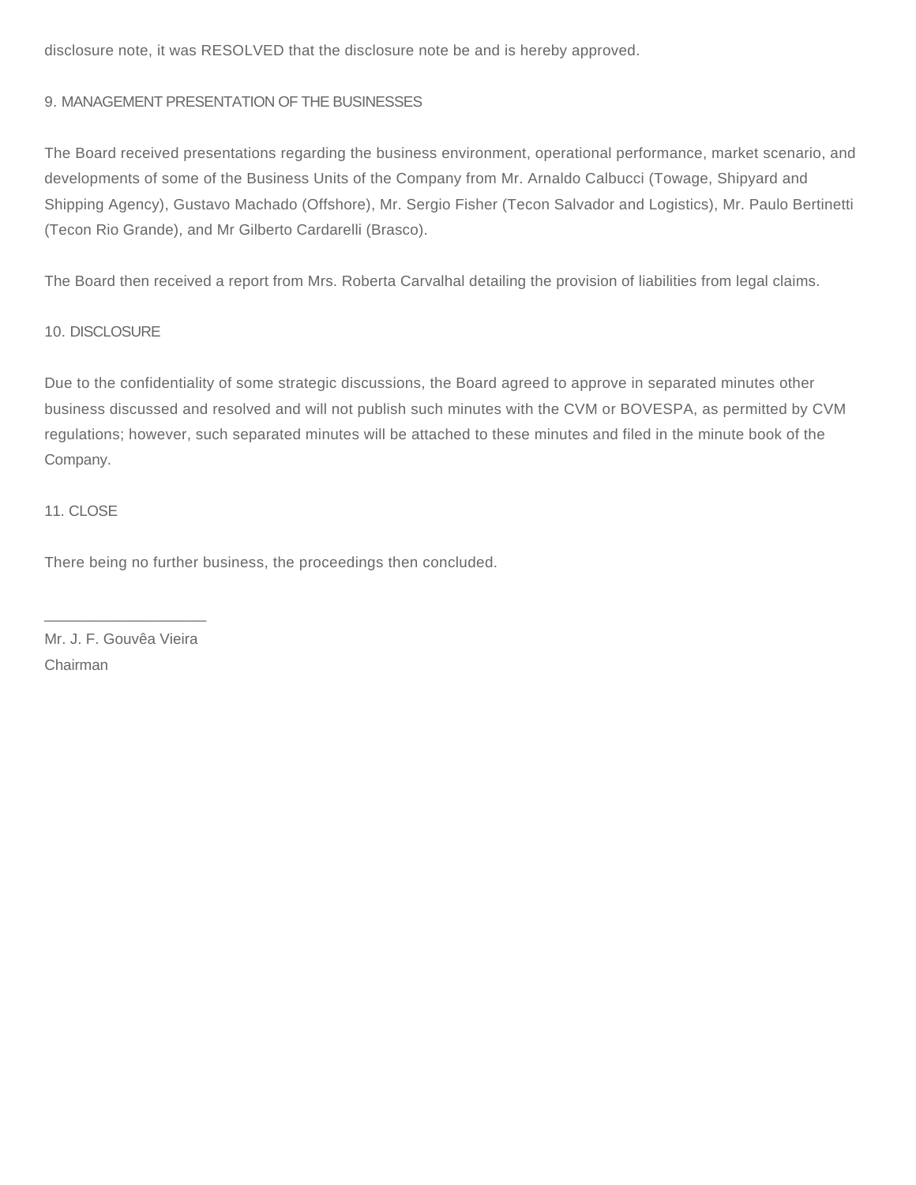disclosure note, it was RESOLVED that the disclosure note be and is hereby approved.

9. MANAGEMENT PRESENTATION OF THE BUSINESSES

The Board received presentations regarding the business environment, operational performance, market scenario, and developments of some of the Business Units of the Company from Mr. Arnaldo Calbucci (Towage, Shipyard and Shipping Agency), Gustavo Machado (Offshore), Mr. Sergio Fisher (Tecon Salvador and Logistics), Mr. Paulo Bertinetti (Tecon Rio Grande), and Mr Gilberto Cardarelli (Brasco).

The Board then received a report from Mrs. Roberta Carvalhal detailing the provision of liabilities from legal claims.

10. DISCLOSURE

Due to the confidentiality of some strategic discussions, the Board agreed to approve in separated minutes other business discussed and resolved and will not publish such minutes with the CVM or BOVESPA, as permitted by CVM regulations; however, such separated minutes will be attached to these minutes and filed in the minute book of the Company.

11. CLOSE

There being no further business, the proceedings then concluded.

___________________

Mr. J. F. Gouvêa Vieira
Chairman